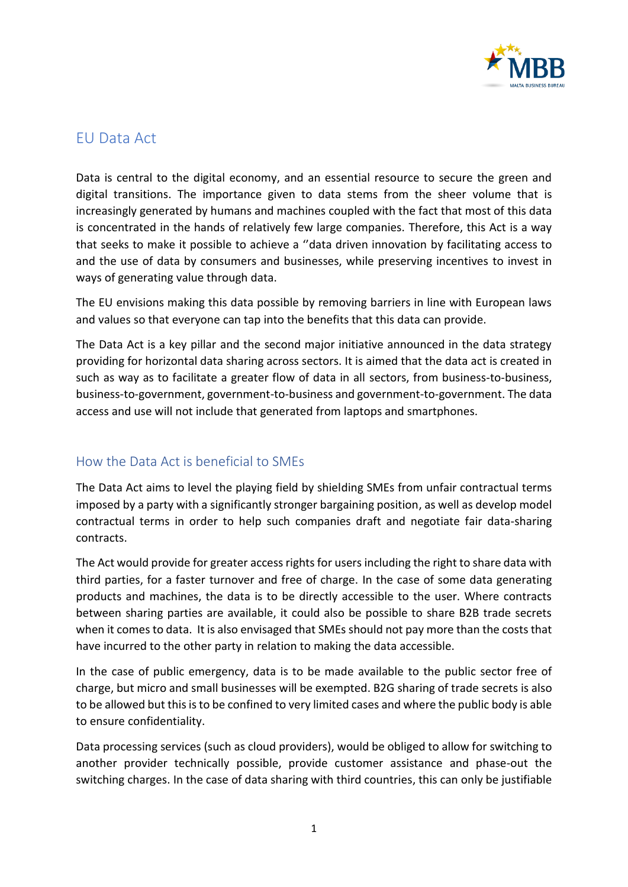# EU Data Act

Data is central to the digital economy, and an essential resource to secure the green and digital transitions. The importance given to data stems from the sheer volume that is increasingly generated by humans and machines coupled with the fact that most of this data is concentrated in the hands of relatively few large companies. Therefore, this Act is a way that seeks to make it possible to achieve a ''data driven innovation by facilitating access to and the use of data by consumers and businesses, while preserving incentives to invest in ways of generating value through data.

The EU envisions making this data possible by removing barriers in line with European laws and values so that everyone can tap into the benefits that this data can provide.

The Data Act is a key pillar and the second major initiative announced in the data strategy providing for horizontal data sharing across sectors. It is aimed that the data act is created in such as way as to facilitate a greater flow of data in all sectors, from business-to-business, business-to-government, government-to-business and government-to-government. The data access and use will not include that generated from laptops and smartphones.

## How the Data Act is beneficial to SMEs

The Data Act aims to level the playing field by shielding SMEs from unfair contractual terms imposed by a party with a significantly stronger bargaining position, as well as develop model contractual terms in order to help such companies draft and negotiate fair data-sharing contracts.

The Act would provide for greater access rights for users including the right to share data with third parties, for a faster turnover and free of charge. In the case of some data generating products and machines, the data is to be directly accessible to the user. Where contracts between sharing parties are available, it could also be possible to share B2B trade secrets when it comes to data. It is also envisaged that SMEs should not pay more than the costs that have incurred to the other party in relation to making the data accessible.

In the case of public emergency, data is to be made available to the public sector free of charge, but micro and small businesses will be exempted. B2G sharing of trade secrets is also to be allowed but this is to be confined to very limited cases and where the public body is able to ensure confidentiality.

Data processing services (such as cloud providers), would be obliged to allow for switching to another provider technically possible, provide customer assistance and phase-out the switching charges. In the case of data sharing with third countries, this can only be justifiable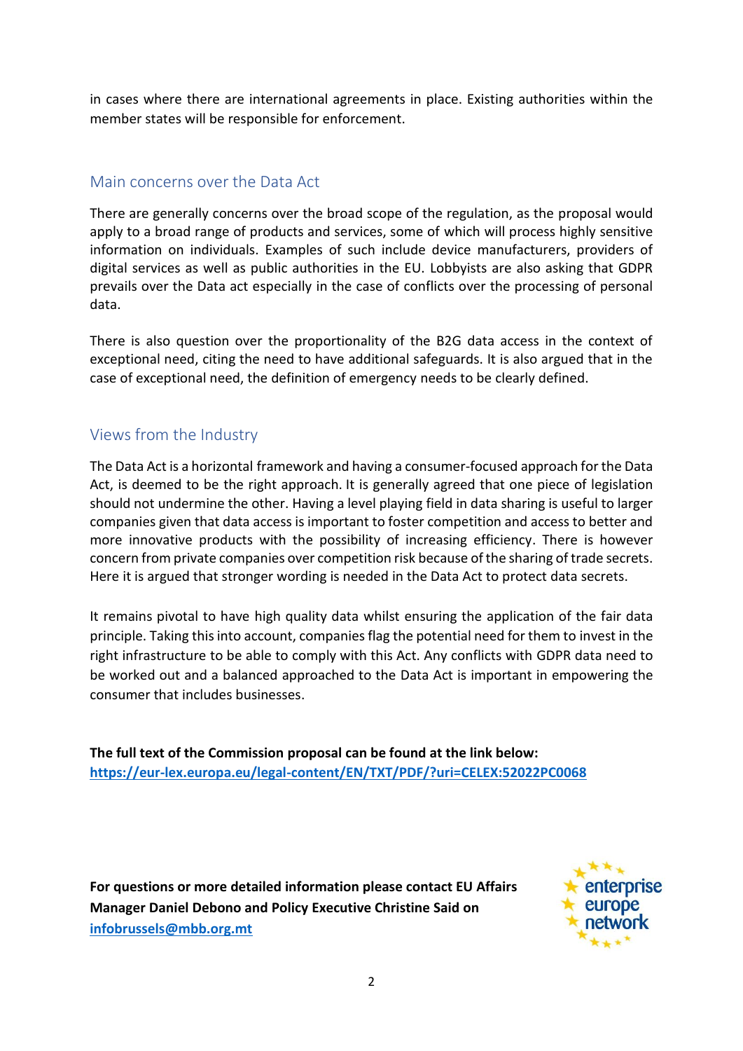in cases where there are international agreements in place. Existing authorities within the member states will be responsible for enforcement.

## Main concerns over the Data Act

There are generally concerns over the broad scope of the regulation, as the proposal would apply to a broad range of products and services, some of which will process highly sensitive information on individuals. Examples of such include device manufacturers, providers of digital services as well as public authorities in the EU. Lobbyists are also asking that GDPR prevails over the Data act especially in the case of conflicts over the processing of personal data.

There is also question over the proportionality of the B2G data access in the context of exceptional need, citing the need to have additional safeguards. It is also argued that in the case of exceptional need, the definition of emergency needs to be clearly defined.

## Views from the Industry

The Data Act is a horizontal framework and having a consumer-focused approach for the Data Act, is deemed to be the right approach. It is generally agreed that one piece of legislation should not undermine the other. Having a level playing field in data sharing is useful to larger companies given that data access is important to foster competition and access to better and more innovative products with the possibility of increasing efficiency. There is however concern from private companies over competition risk because of the sharing of trade secrets. Here it is argued that stronger wording is needed in the Data Act to protect data secrets.

It remains pivotal to have high quality data whilst ensuring the application of the fair data principle. Taking this into account, companies flag the potential need for them to invest in the right infrastructure to be able to comply with this Act. Any conflicts with GDPR data need to be worked out and a balanced approached to the Data Act is important in empowering the consumer that includes businesses.

**The full text of the Commission proposal can be found at the link below:**
**[https://eur-lex.europa.eu/legal-content/EN/TXT/PDF/?uri=CELEX:52022PC0068](https://eur-lex.europa.eu/legal-content/EN/TXT/PDF/?uri=CELEX:52022PC0068)**

**For questions or more detailed information please contact EU Affairs Manager Daniel Debono and Policy Executive Christine Said on [infobrussels@mbb.org.mt](mailto:infobrussels@mbb.org.mt)**

enterprise europe network